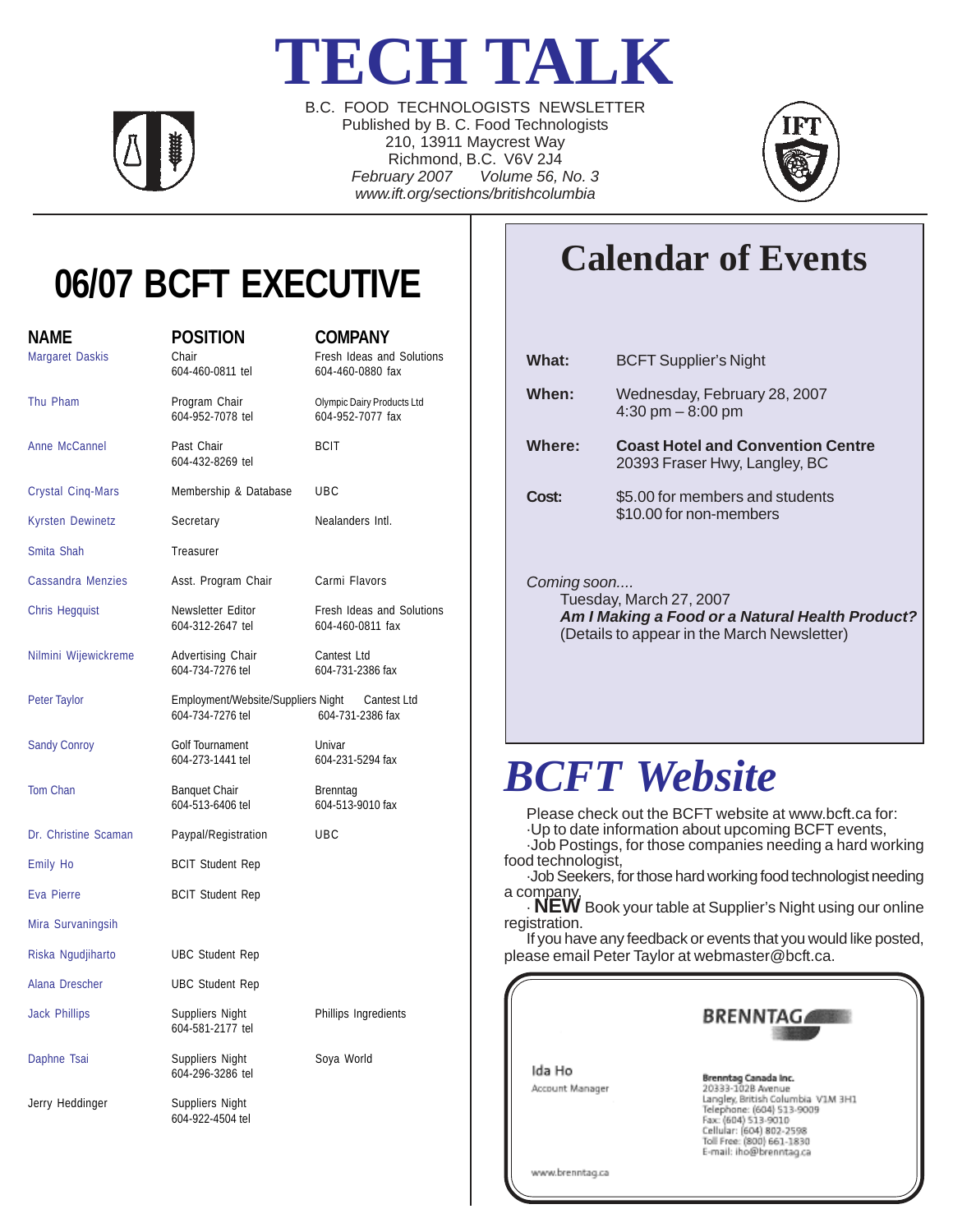# TECH TALK

B.C. FOOD TECHNOLOGISTS NEWSLETTER
Published by B. C. Food Technologists
210, 13911 Maycrest Way
Richmond, B.C. V6V 2J4
*February 2007 Volume 56, No. 3*
*www.ift.org/sections/britishcolumbia*

## 06/07 BCFT EXECUTIVE

| NAME | POSITION | COMPANY |
|---|---|---|
| Margaret Daskis | Chair<br>604-460-0811 tel | Fresh Ideas and Solutions<br>604-460-0880 fax |
| Thu Pham | Program Chair<br>604-952-7078 tel | Olympic Dairy Products Ltd<br>604-952-7077 fax |
| Anne McCannel | Past Chair<br>604-432-8269 tel | BCIT |
| Crystal Cinq-Mars | Membership & Database | UBC |
| Kyrsten Dewinetz | Secretary | Nealanders Intl. |
| Smita Shah | Treasurer | |
| Cassandra Menzies | Asst. Program Chair | Carmi Flavors |
| Chris Hegquist | Newsletter Editor<br>604-312-2647 tel | Fresh Ideas and Solutions<br>604-460-0811 fax |
| Nilmini Wijewickreme | Advertising Chair<br>604-734-7276 tel | Cantest Ltd<br>604-731-2386 fax |
| Peter Taylor | Employment/Website/Suppliers Night<br>604-734-7276 tel | Cantest Ltd<br>604-731-2386 fax |
| Sandy Conroy | Golf Tournament<br>604-273-1441 tel | Univar<br>604-231-5294 fax |
| Tom Chan | Banquet Chair<br>604-513-6406 tel | Brenntag<br>604-513-9010 fax |
| Dr. Christine Scaman | Paypal/Registration | UBC |
| Emily Ho | BCIT Student Rep | |
| Eva Pierre | BCIT Student Rep | |
| Mira Survaningsih | | |
| Riska Ngudjiharto | UBC Student Rep | |
| Alana Drescher | UBC Student Rep | |
| Jack Phillips | Suppliers Night<br>604-581-2177 tel | Phillips Ingredients |
| Daphne Tsai | Suppliers Night<br>604-296-3286 tel | Soya World |
| Jerry Heddinger | Suppliers Night<br>604-922-4504 tel | |

## Calendar of Events

**What:** BCFT Supplier's Night

**When:** Wednesday, February 28, 2007
4:30 pm – 8:00 pm

**Where:** **Coast Hotel and Convention Centre**
20393 Fraser Hwy, Langley, BC

**Cost:** $5.00 for members and students
$10.00 for non-members

*Coming soon....*
Tuesday, March 27, 2007
***Am I Making a Food or a Natural Health Product?***
(Details to appear in the March Newsletter)

## *BCFT Website*

Please check out the BCFT website at www.bcft.ca for:
- Up to date information about upcoming BCFT events,
- Job Postings, for those companies needing a hard working food technologist,
- Job Seekers, for those hard working food technologist needing a company,
- **NEW** Book your table at Supplier's Night using our online registration.

If you have any feedback or events that you would like posted, please email Peter Taylor at webmaster@bcft.ca.

BRENNTAG

Ida Ho
Account Manager

**Brenntag Canada Inc.**
20333-102B Avenue
Langley, British Columbia V1M 3H1
Telephone: (604) 513-9009
Fax: (604) 513-9010
Cellular: (604) 802-2598
Toll Free: (800) 661-1830
E-mail: iho@brenntag.ca

www.brenntag.ca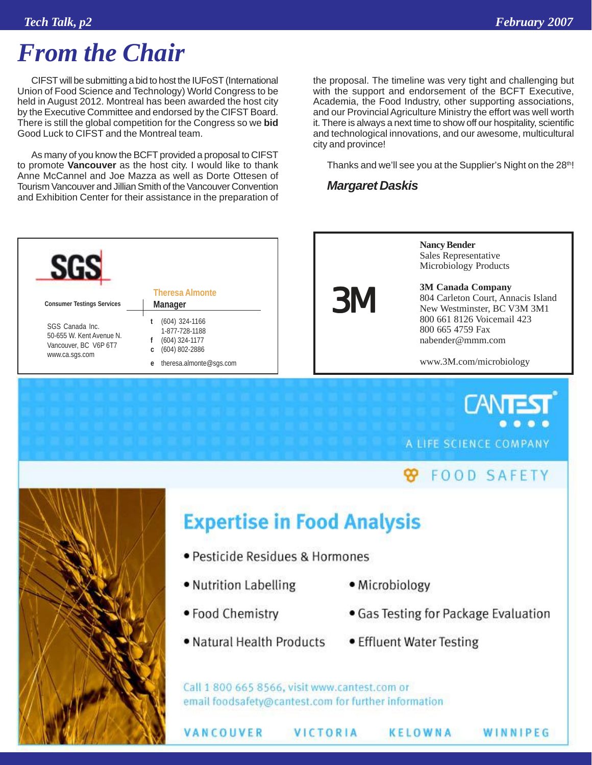# From the Chair

CIFST will be submitting a bid to host the IUFoST (International Union of Food Science and Technology) World Congress to be held in August 2012. Montreal has been awarded the host city by the Executive Committee and endorsed by the CIFST Board. There is still the global competition for the Congress so we **bid** Good Luck to CIFST and the Montreal team.

As many of you know the BCFT provided a proposal to CIFST to promote **Vancouver** as the host city. I would like to thank Anne McCannel and Joe Mazza as well as Dorte Ottesen of Tourism Vancouver and Jillian Smith of the Vancouver Convention and Exhibition Center for their assistance in the preparation of the proposal. The timeline was very tight and challenging but with the support and endorsement of the BCFT Executive, Academia, the Food Industry, other supporting associations, and our Provincial Agriculture Ministry the effort was well worth it. There is always a next time to show off our hospitality, scientific and technological innovations, and our awesome, multicultural city and province!

Thanks and we'll see you at the Supplier's Night on the 28th!

***Margaret Daskis***

---

**SGS**

Consumer Testings Services

SGS Canada Inc.
50-655 W. Kent Avenue N.
Vancouver, BC V6P 6T7
www.ca.sgs.com

Theresa Almonte
**Manager**

t (604) 324-1166
1-877-728-1188
f (604) 324-1177
c (604) 802-2886
e theresa.almonte@sgs.com

---

**3M**

**Nancy Bender**
Sales Representative
Microbiology Products

**3M Canada Company**
804 Carleton Court, Annacis Island
New Westminster, BC V3M 3M1
800 661 8126 Voicemail 423
800 665 4759 Fax
nabender@mmm.com

www.3M.com/microbiology

---

**CANTEST**
A LIFE SCIENCE COMPANY

FOOD SAFETY

## Expertise in Food Analysis

- Pesticide Residues & Hormones
- Nutrition Labelling
- Microbiology
- Food Chemistry
- Gas Testing for Package Evaluation
- Natural Health Products
- Effluent Water Testing

Call 1 800 665 8566, visit www.cantest.com or email foodsafety@cantest.com for further information

VANCOUVER VICTORIA KELOWNA WINNIPEG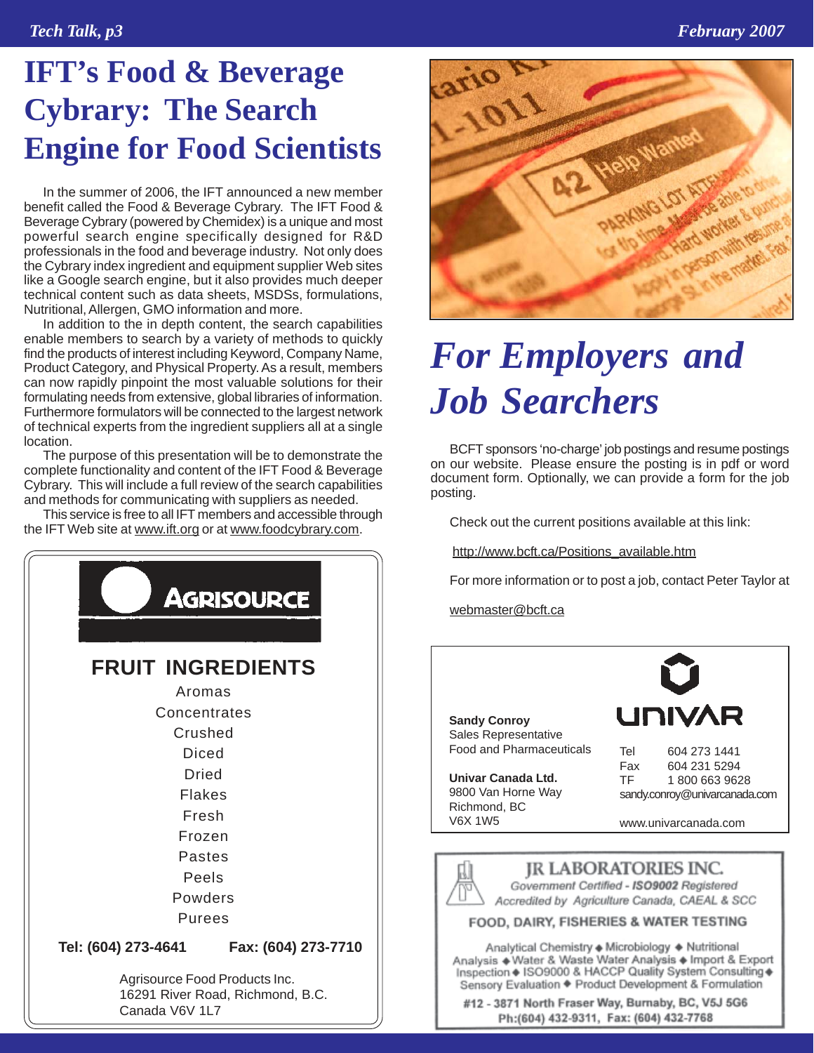# IFT's Food & Beverage Cybrary: The Search Engine for Food Scientists

In the summer of 2006, the IFT announced a new member benefit called the Food & Beverage Cybrary. The IFT Food & Beverage Cybrary (powered by Chemidex) is a unique and most powerful search engine specifically designed for R&D professionals in the food and beverage industry. Not only does the Cybrary index ingredient and equipment supplier Web sites like a Google search engine, but it also provides much deeper technical content such as data sheets, MSDSs, formulations, Nutritional, Allergen, GMO information and more.

In addition to the in depth content, the search capabilities enable members to search by a variety of methods to quickly find the products of interest including Keyword, Company Name, Product Category, and Physical Property. As a result, members can now rapidly pinpoint the most valuable solutions for their formulating needs from extensive, global libraries of information. Furthermore formulators will be connected to the largest network of technical experts from the ingredient suppliers all at a single location.

The purpose of this presentation will be to demonstrate the complete functionality and content of the IFT Food & Beverage Cybrary. This will include a full review of the search capabilities and methods for communicating with suppliers as needed.

This service is free to all IFT members and accessible through the IFT Web site at www.ift.org or at www.foodcybrary.com.

AGRISOURCE

**FRUIT INGREDIENTS**

Aromas
Concentrates
Crushed
Diced
Dried
Flakes
Fresh
Frozen
Pastes
Peels
Powders
Purees

**Tel: (604) 273-4641** **Fax: (604) 273-7710**

Agrisource Food Products Inc.
16291 River Road, Richmond, B.C.
Canada V6V 1L7

# *For Employers and Job Searchers*

BCFT sponsors 'no-charge' job postings and resume postings on our website. Please ensure the posting is in pdf or word document form. Optionally, we can provide a form for the job posting.

Check out the current positions available at this link:

http://www.bcft.ca/Positions_available.htm

For more information or to post a job, contact Peter Taylor at

webmaster@bcft.ca

UNIVAR

**Sandy Conroy**
Sales Representative
Food and Pharmaceuticals

**Univar Canada Ltd.**
9800 Van Horne Way
Richmond, BC
V6X 1W5

Tel 604 273 1441
Fax 604 231 5294
TF 1 800 663 9628
sandy.conroy@univarcanada.com

www.univarcanada.com

**JR LABORATORIES INC.**
*Government Certified - ISO9002 Registered*
*Accredited by Agriculture Canada, CAEAL & SCC*

**FOOD, DAIRY, FISHERIES & WATER TESTING**

Analytical Chemistry ◆ Microbiology ◆ Nutritional Analysis ◆ Water & Waste Water Analysis ◆ Import & Export Inspection ◆ ISO9000 & HACCP Quality System Consulting ◆ Sensory Evaluation ◆ Product Development & Formulation

**#12 - 3871 North Fraser Way, Burnaby, BC, V5J 5G6**
**Ph:(604) 432-9311, Fax: (604) 432-7768**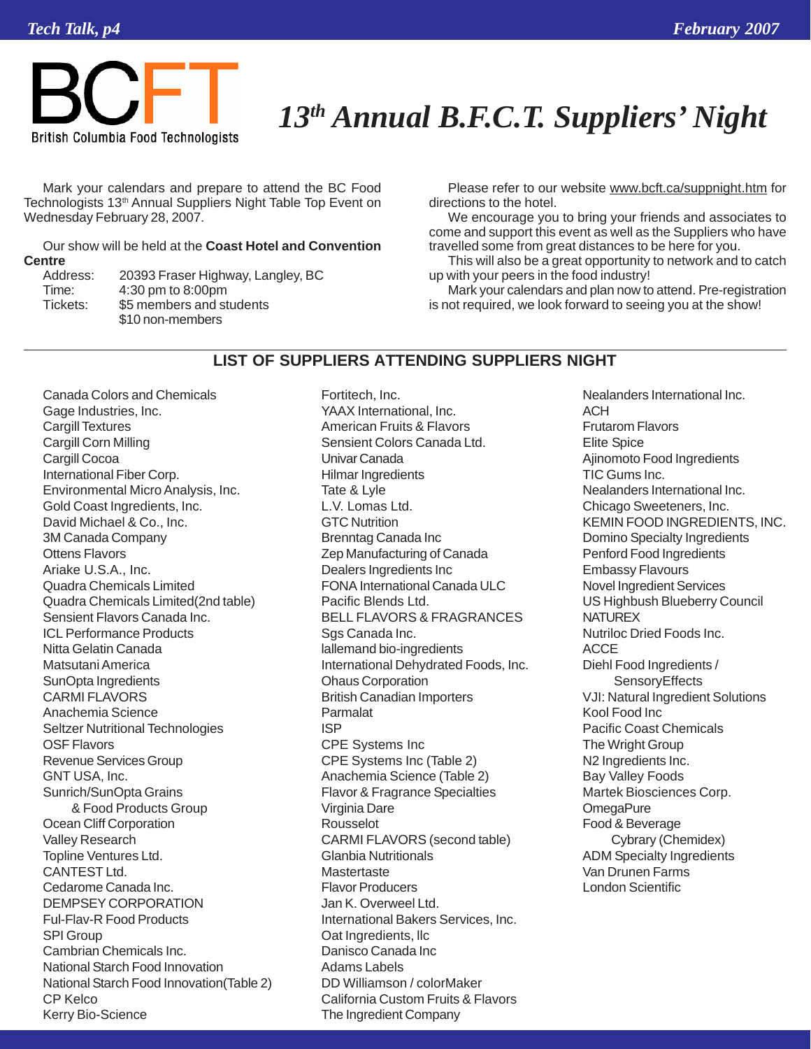BCFT

British Columbia Food Technologists

# 13th Annual B.F.C.T. Suppliers' Night

Mark your calendars and prepare to attend the BC Food Technologists 13th Annual Suppliers Night Table Top Event on Wednesday February 28, 2007.

Our show will be held at the **Coast Hotel and Convention Centre**

Address: 20393 Fraser Highway, Langley, BC
Time: 4:30 pm to 8:00pm
Tickets: $5 members and students
$10 non-members

Please refer to our website www.bcft.ca/suppnight.htm for directions to the hotel.

We encourage you to bring your friends and associates to come and support this event as well as the Suppliers who have travelled some from great distances to be here for you.

This will also be a great opportunity to network and to catch up with your peers in the food industry!

Mark your calendars and plan now to attend. Pre-registration is not required, we look forward to seeing you at the show!

## LIST OF SUPPLIERS ATTENDING SUPPLIERS NIGHT

Canada Colors and Chemicals
Gage Industries, Inc.
Cargill Textures
Cargill Corn Milling
Cargill Cocoa
International Fiber Corp.
Environmental Micro Analysis, Inc.
Gold Coast Ingredients, Inc.
David Michael & Co., Inc.
3M Canada Company
Ottens Flavors
Ariake U.S.A., Inc.
Quadra Chemicals Limited
Quadra Chemicals Limited(2nd table)
Sensient Flavors Canada Inc.
ICL Performance Products
Nitta Gelatin Canada
Matsutani America
SunOpta Ingredients
CARMI FLAVORS
Anachemia Science
Seltzer Nutritional Technologies
OSF Flavors
Revenue Services Group
GNT USA, Inc.
Sunrich/SunOpta Grains & Food Products Group
Ocean Cliff Corporation
Valley Research
Topline Ventures Ltd.
CANTEST Ltd.
Cedarome Canada Inc.
DEMPSEY CORPORATION
Ful-Flav-R Food Products
SPI Group
Cambrian Chemicals Inc.
National Starch Food Innovation
National Starch Food Innovation(Table 2)
CP Kelco
Kerry Bio-Science
Fortitech, Inc.
YAAX International, Inc.
American Fruits & Flavors
Sensient Colors Canada Ltd.
Univar Canada
Hilmar Ingredients
Tate & Lyle
L.V. Lomas Ltd.
GTC Nutrition
Brenntag Canada Inc
Zep Manufacturing of Canada
Dealers Ingredients Inc
FONA International Canada ULC
Pacific Blends Ltd.
BELL FLAVORS & FRAGRANCES
Sgs Canada Inc.
lallemand bio-ingredients
International Dehydrated Foods, Inc.
Ohaus Corporation
British Canadian Importers
Parmalat
ISP
CPE Systems Inc
CPE Systems Inc (Table 2)
Anachemia Science (Table 2)
Flavor & Fragrance Specialties
Virginia Dare
Rousselot
CARMI FLAVORS (second table)
Glanbia Nutritionals
Mastertaste
Flavor Producers
Jan K. Overweel Ltd.
International Bakers Services, Inc.
Oat Ingredients, llc
Danisco Canada Inc
Adams Labels
DD Williamson / colorMaker
California Custom Fruits & Flavors
The Ingredient Company
Nealanders International Inc.
ACH
Frutarom Flavors
Elite Spice
Ajinomoto Food Ingredients
TIC Gums Inc.
Nealanders International Inc.
Chicago Sweeteners, Inc.
KEMIN FOOD INGREDIENTS, INC.
Domino Specialty Ingredients
Penford Food Ingredients
Embassy Flavours
Novel Ingredient Services
US Highbush Blueberry Council
NATUREX
Nutriloc Dried Foods Inc.
ACCE
Diehl Food Ingredients / SensoryEffects
VJI: Natural Ingredient Solutions
Kool Food Inc
Pacific Coast Chemicals
The Wright Group
N2 Ingredients Inc.
Bay Valley Foods
Martek Biosciences Corp.
OmegaPure
Food & Beverage Cybrary (Chemidex)
ADM Specialty Ingredients
Van Drunen Farms
London Scientific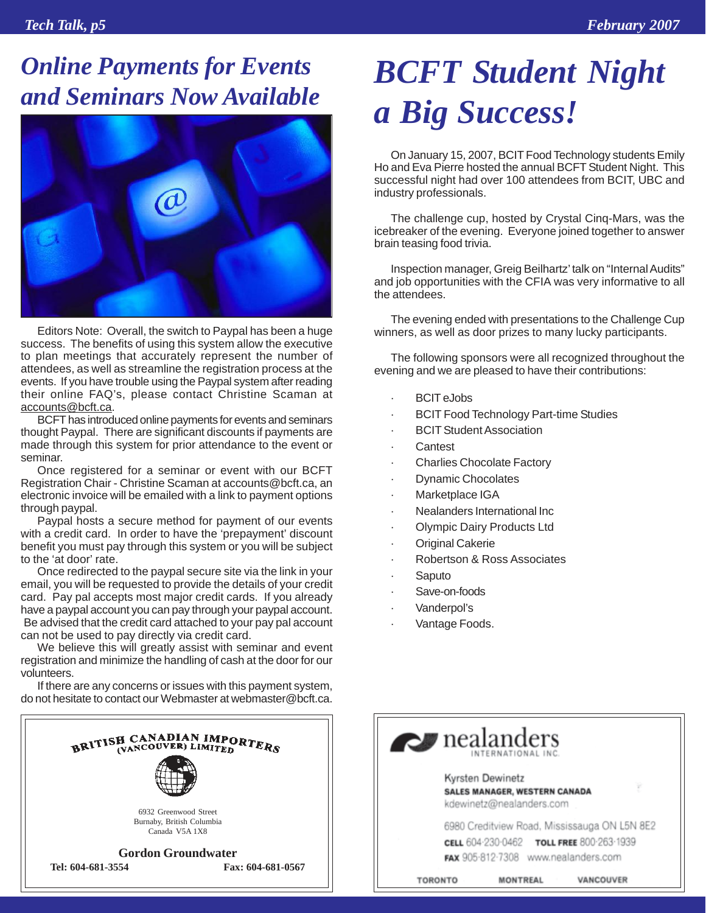# Online Payments for Events and Seminars Now Available

Editors Note: Overall, the switch to Paypal has been a huge success. The benefits of using this system allow the executive to plan meetings that accurately represent the number of attendees, as well as streamline the registration process at the events. If you have trouble using the Paypal system after reading their online FAQ's, please contact Christine Scaman at accounts@bcft.ca.

BCFT has introduced online payments for events and seminars thought Paypal. There are significant discounts if payments are made through this system for prior attendance to the event or seminar.

Once registered for a seminar or event with our BCFT Registration Chair - Christine Scaman at accounts@bcft.ca, an electronic invoice will be emailed with a link to payment options through paypal.

Paypal hosts a secure method for payment of our events with a credit card. In order to have the 'prepayment' discount benefit you must pay through this system or you will be subject to the 'at door' rate.

Once redirected to the paypal secure site via the link in your email, you will be requested to provide the details of your credit card. Pay pal accepts most major credit cards. If you already have a paypal account you can pay through your paypal account. Be advised that the credit card attached to your pay pal account can not be used to pay directly via credit card.

We believe this will greatly assist with seminar and event registration and minimize the handling of cash at the door for our volunteers.

If there are any concerns or issues with this payment system, do not hesitate to contact our Webmaster at webmaster@bcft.ca.

**BRITISH CANADIAN IMPORTERS (VANCOUVER) LIMITED**

6932 Greenwood Street
Burnaby, British Columbia
Canada V5A 1X8

**Gordon Groundwater**
**Tel: 604-681-3554** **Fax: 604-681-0567**

# BCFT Student Night a Big Success!

On January 15, 2007, BCIT Food Technology students Emily Ho and Eva Pierre hosted the annual BCFT Student Night. This successful night had over 100 attendees from BCIT, UBC and industry professionals.

The challenge cup, hosted by Crystal Cinq-Mars, was the icebreaker of the evening. Everyone joined together to answer brain teasing food trivia.

Inspection manager, Greig Beilhartz' talk on "Internal Audits" and job opportunities with the CFIA was very informative to all the attendees.

The evening ended with presentations to the Challenge Cup winners, as well as door prizes to many lucky participants.

The following sponsors were all recognized throughout the evening and we are pleased to have their contributions:

- BCIT eJobs
- BCIT Food Technology Part-time Studies
- BCIT Student Association
- Cantest
- Charlies Chocolate Factory
- Dynamic Chocolates
- Marketplace IGA
- Nealanders International Inc
- Olympic Dairy Products Ltd
- Original Cakerie
- Robertson & Ross Associates
- Saputo
- Save-on-foods
- Vanderpol's
- Vantage Foods.

**nealanders** INTERNATIONAL INC.

Kyrsten Dewinetz
**SALES MANAGER, WESTERN CANADA**
kdewinetz@nealanders.com

6980 Creditview Road, Mississauga ON L5N 8E2
**CELL** 604·230·0462 **TOLL FREE** 800·263·1939
**FAX** 905·812·7308 www.nealanders.com

TORONTO MONTREAL VANCOUVER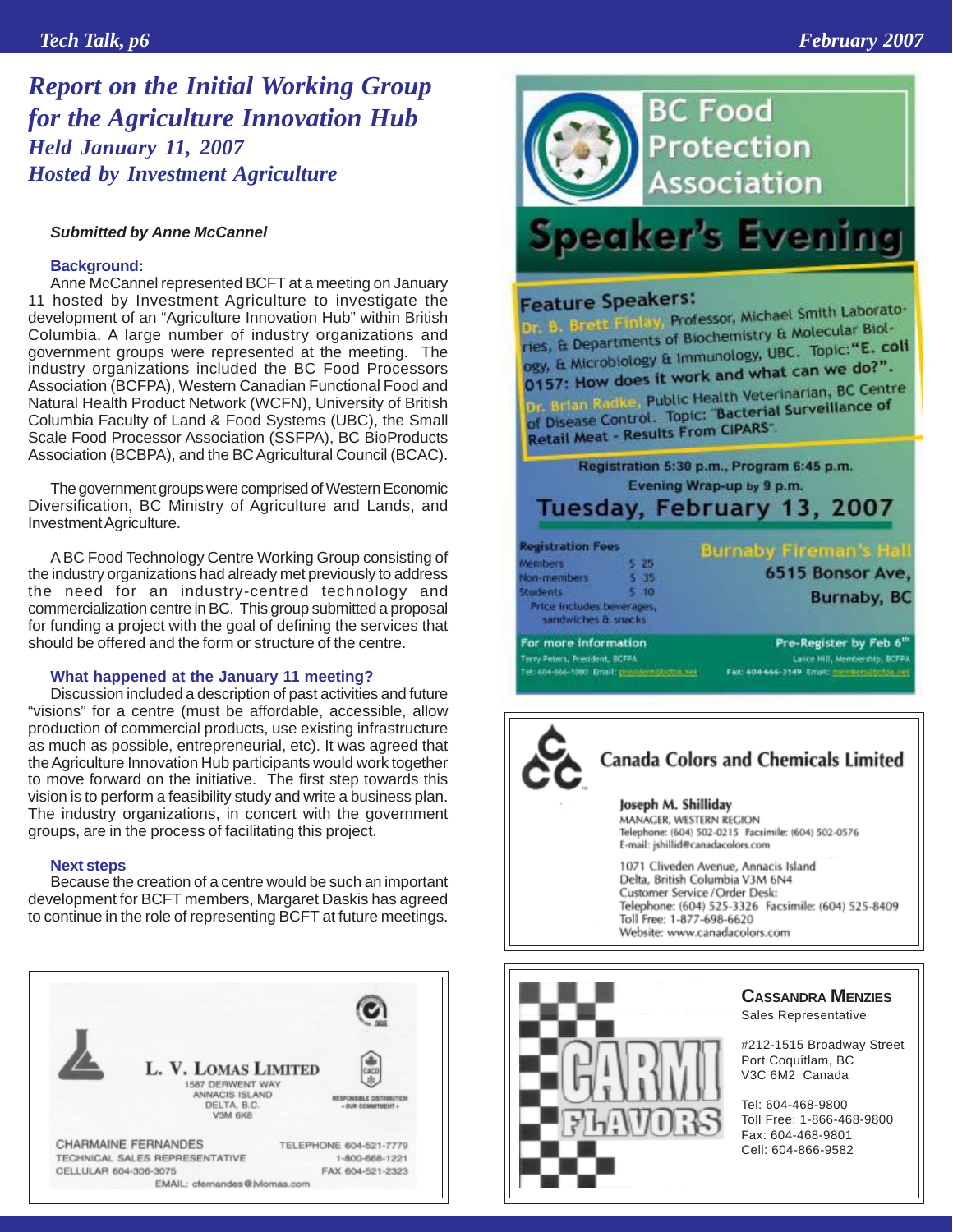# Report on the Initial Working Group for the Agriculture Innovation Hub

### *Held January 11, 2007*
### *Hosted by Investment Agriculture*

***Submitted by Anne McCannel***

**Background:**

Anne McCannel represented BCFT at a meeting on January 11 hosted by Investment Agriculture to investigate the development of an "Agriculture Innovation Hub" within British Columbia. A large number of industry organizations and government groups were represented at the meeting. The industry organizations included the BC Food Processors Association (BCFPA), Western Canadian Functional Food and Natural Health Product Network (WCFN), University of British Columbia Faculty of Land & Food Systems (UBC), the Small Scale Food Processor Association (SSFPA), BC BioProducts Association (BCBPA), and the BC Agricultural Council (BCAC).

The government groups were comprised of Western Economic Diversification, BC Ministry of Agriculture and Lands, and Investment Agriculture.

A BC Food Technology Centre Working Group consisting of the industry organizations had already met previously to address the need for an industry-centred technology and commercialization centre in BC. This group submitted a proposal for funding a project with the goal of defining the services that should be offered and the form or structure of the centre.

**What happened at the January 11 meeting?**

Discussion included a description of past activities and future "visions" for a centre (must be affordable, accessible, allow production of commercial products, use existing infrastructure as much as possible, entrepreneurial, etc). It was agreed that the Agriculture Innovation Hub participants would work together to move forward on the initiative. The first step towards this vision is to perform a feasibility study and write a business plan. The industry organizations, in concert with the government groups, are in the process of facilitating this project.

**Next steps**

Because the creation of a centre would be such an important development for BCFT members, Margaret Daskis has agreed to continue in the role of representing BCFT at future meetings.

---

## BC Food Protection Association

# Speaker's Evening

**Feature Speakers:**

**Dr. B. Brett Finlay,** Professor, Michael Smith Laboratories, & Departments of Biochemistry & Molecular Biology, & Microbiology & Immunology, UBC. Topic: **"E. coli 0157: How does it work and what can we do?".**

**Dr. Brian Radke,** Public Health Veterinarian, BC Centre of Disease Control. Topic: **"Bacterial Surveillance of Retail Meat - Results From CIPARS".**

Registration 5:30 p.m., Program 6:45 p.m.
Evening Wrap-up by 9 p.m.

**Tuesday, February 13, 2007**

**Registration Fees**

| | |
|---|---|
| Members | $ 25 |
| Non-members | $ 35 |
| Students | $ 10 |

Price includes beverages, sandwiches & snacks

**Burnaby Fireman's Hall**
6515 Bonsor Ave,
Burnaby, BC

**For more information**
Terry Peters, President, BCFPA
Tel: 604-666-1080 Email: president@bcfpa.net

**Pre-Register by Feb 6th**
Lance Hill, Membership, BCFPA
Fax: 604-666-3149 Email: members@bcfpa.net

---

**Canada Colors and Chemicals Limited**

**Joseph M. Shilliday**
MANAGER, WESTERN REGION
Telephone: (604) 502-0215 Facsimile: (604) 502-0576
E-mail: jshillid@canadacolors.com

1071 Cliveden Avenue, Annacis Island
Delta, British Columbia V3M 6N4
Customer Service /Order Desk:
Telephone: (604) 525-3326 Facsimile: (604) 525-8409
Toll Free: 1-877-698-6620
Website: www.canadacolors.com

---

**L. V. LOMAS LIMITED**
1587 DERWENT WAY
ANNACIS ISLAND
DELTA, B.C.
V3M 6K8

RESPONSIBLE DISTRIBUTION • OUR COMMITMENT •

CHARMAINE FERNANDES
TECHNICAL SALES REPRESENTATIVE
CELLULAR 604-306-3075
TELEPHONE 604-521-7779
1-800-668-1221
FAX 604-521-2323
EMAIL: cfernandes@lvlomas.com

---

**CARMI FLAVORS**

**CASSANDRA MENZIES**
Sales Representative

#212-1515 Broadway Street
Port Coquitlam, BC
V3C 6M2 Canada

Tel: 604-468-9800
Toll Free: 1-866-468-9800
Fax: 604-468-9801
Cell: 604-866-9582